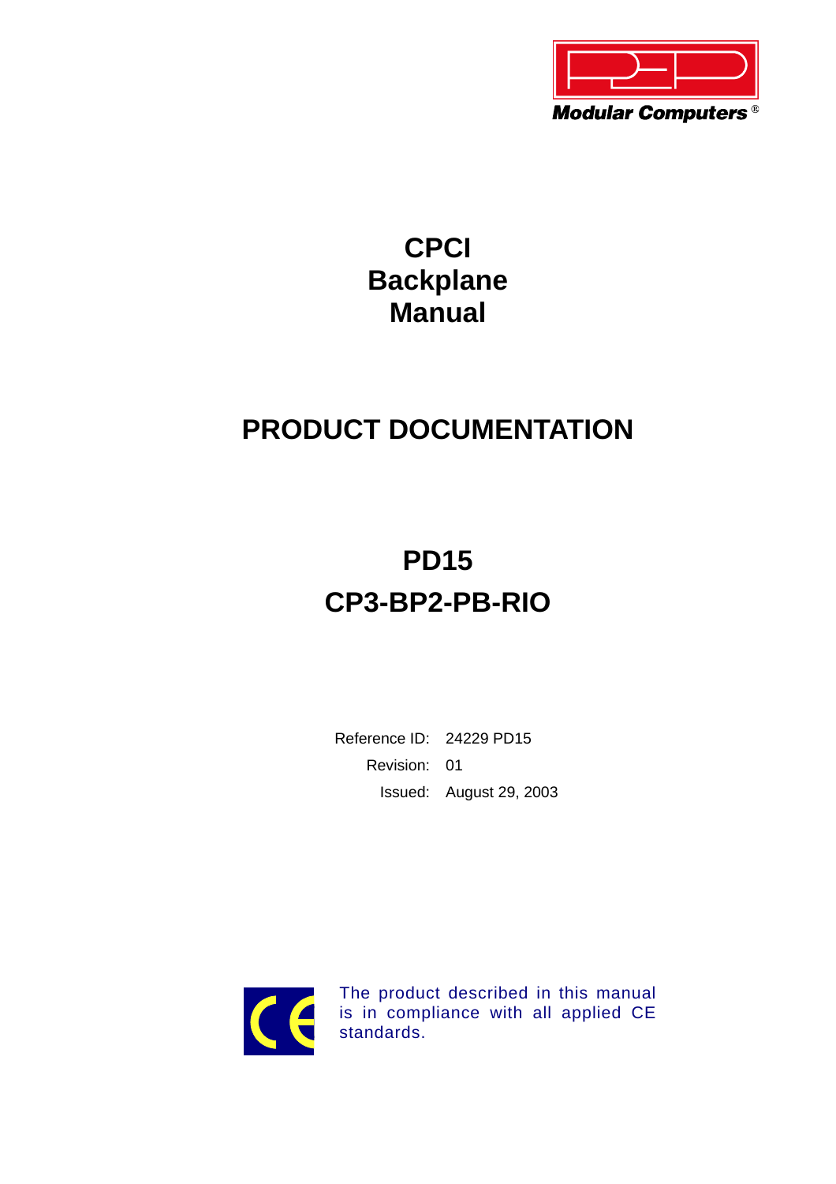Modular Computers®

# CPCI Backplane Manual

# PRODUCT DOCUMENTATION

## PD15

## CP3-BP2-PB-RIO

Reference ID: 24229 PD15

Revision: 01

Issued: August 29, 2003

The product described in this manual is in compliance with all applied CE standards.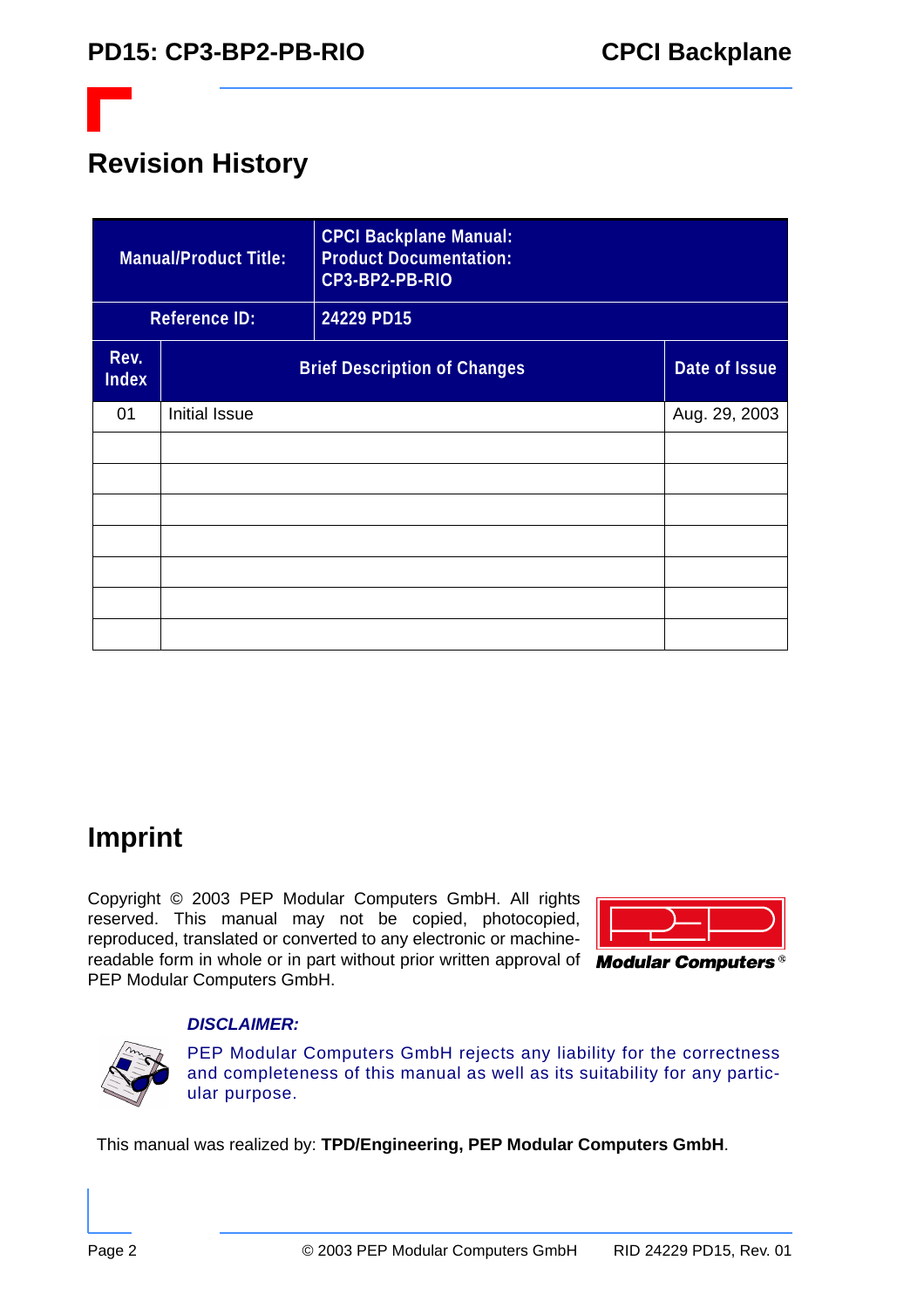# Revision History

| Manual/Product Title: | CPCI Backplane Manual: Product Documentation: CP3-BP2-PB-RIO | |
|---|---|---|
| Reference ID: | 24229 PD15 | |
| **Rev. Index** | **Brief Description of Changes** | **Date of Issue** |
| 01 | Initial Issue | Aug. 29, 2003 |
| | | |
| | | |
| | | |
| | | |
| | | |
| | | |
| | | |

# Imprint

Copyright © 2003 PEP Modular Computers GmbH. All rights reserved. This manual may not be copied, photocopied, reproduced, translated or converted to any electronic or machine-readable form in whole or in part without prior written approval of PEP Modular Computers GmbH.

***DISCLAIMER:***

PEP Modular Computers GmbH rejects any liability for the correctness and completeness of this manual as well as its suitability for any particular purpose.

This manual was realized by: **TPD/Engineering, PEP Modular Computers GmbH**.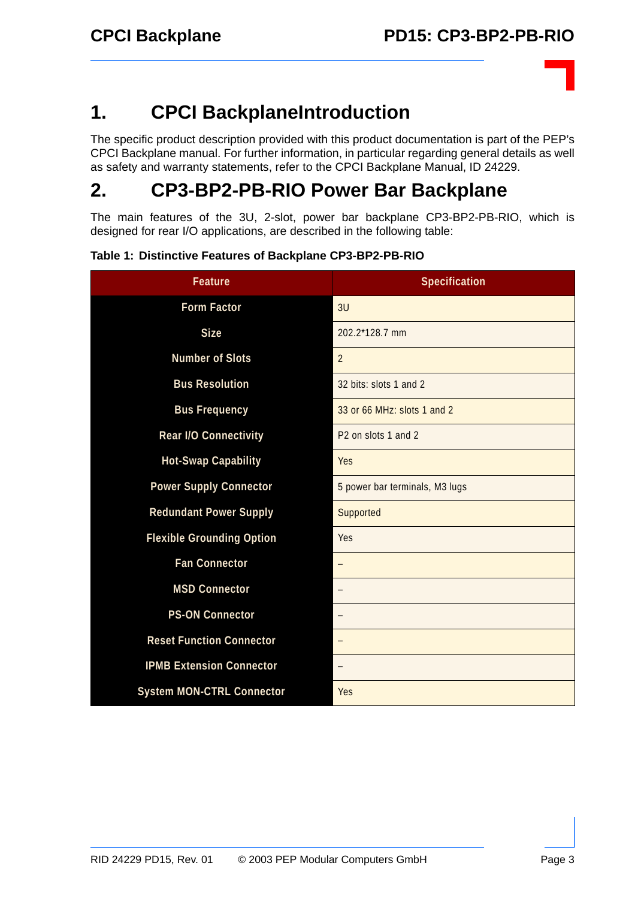# 1. CPCI BackplaneIntroduction

The specific product description provided with this product documentation is part of the PEP's CPCI Backplane manual. For further information, in particular regarding general details as well as safety and warranty statements, refer to the CPCI Backplane Manual, ID 24229.

# 2. CP3-BP2-PB-RIO Power Bar Backplane

The main features of the 3U, 2-slot, power bar backplane CP3-BP2-PB-RIO, which is designed for rear I/O applications, are described in the following table:

**Table 1: Distinctive Features of Backplane CP3-BP2-PB-RIO**

| Feature | Specification |
|---|---|
| Form Factor | 3U |
| Size | 202.2*128.7 mm |
| Number of Slots | 2 |
| Bus Resolution | 32 bits: slots 1 and 2 |
| Bus Frequency | 33 or 66 MHz: slots 1 and 2 |
| Rear I/O Connectivity | P2 on slots 1 and 2 |
| Hot-Swap Capability | Yes |
| Power Supply Connector | 5 power bar terminals, M3 lugs |
| Redundant Power Supply | Supported |
| Flexible Grounding Option | Yes |
| Fan Connector | – |
| MSD Connector | – |
| PS-ON Connector | – |
| Reset Function Connector | – |
| IPMB Extension Connector | – |
| System MON-CTRL Connector | Yes |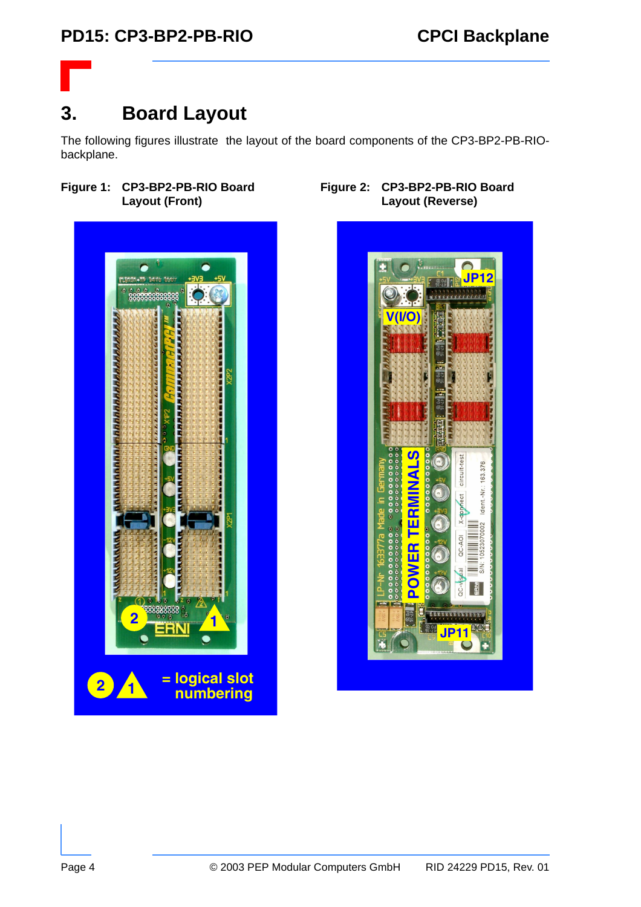# 3. Board Layout

The following figures illustrate  the layout of the board components of the CP3-BP2-PB-RIO-backplane.

**Figure 1: CP3-BP2-PB-RIO Board Layout (Front)**

**Figure 2: CP3-BP2-PB-RIO Board Layout (Reverse)**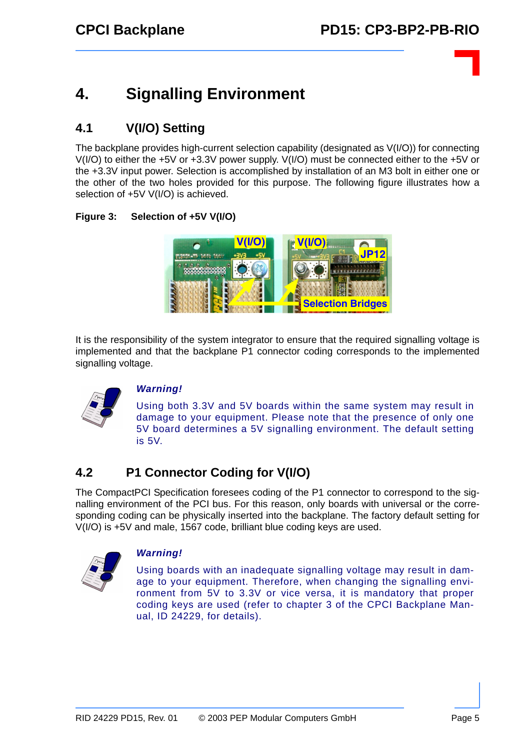# 4. Signalling Environment

## 4.1 V(I/O) Setting

The backplane provides high-current selection capability (designated as V(I/O)) for connecting V(I/O) to either the +5V or +3.3V power supply. V(I/O) must be connected either to the +5V or the +3.3V input power. Selection is accomplished by installation of an M3 bolt in either one or the other of the two holes provided for this purpose. The following figure illustrates how a selection of +5V V(I/O) is achieved.

**Figure 3: Selection of +5V V(I/O)**

It is the responsibility of the system integrator to ensure that the required signalling voltage is implemented and that the backplane P1 connector coding corresponds to the implemented signalling voltage.

***Warning!***

Using both 3.3V and 5V boards within the same system may result in damage to your equipment. Please note that the presence of only one 5V board determines a 5V signalling environment. The default setting is 5V.

## 4.2 P1 Connector Coding for V(I/O)

The CompactPCI Specification foresees coding of the P1 connector to correspond to the signalling environment of the PCI bus. For this reason, only boards with universal or the corresponding coding can be physically inserted into the backplane. The factory default setting for V(I/O) is +5V and male, 1567 code, brilliant blue coding keys are used.

***Warning!***

Using boards with an inadequate signalling voltage may result in damage to your equipment. Therefore, when changing the signalling environment from 5V to 3.3V or vice versa, it is mandatory that proper coding keys are used (refer to chapter 3 of the CPCI Backplane Manual, ID 24229, for details).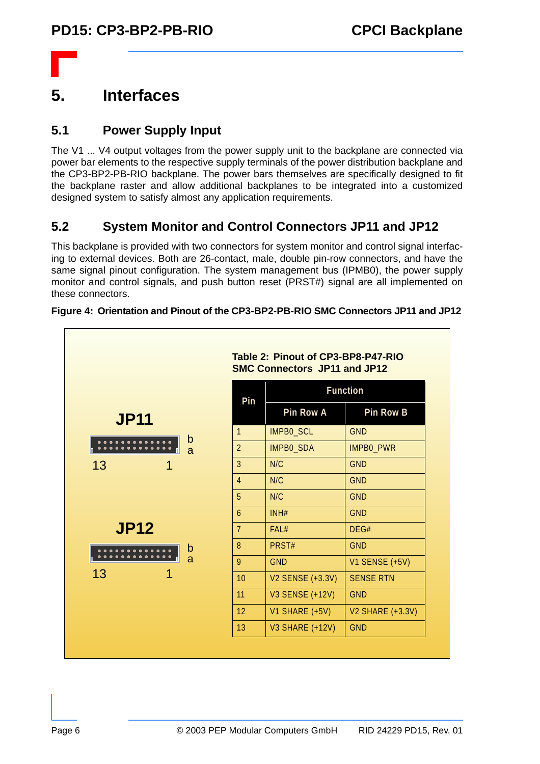# 5. Interfaces

## 5.1 Power Supply Input

The V1 ... V4 output voltages from the power supply unit to the backplane are connected via power bar elements to the respective supply terminals of the power distribution backplane and the CP3-BP2-PB-RIO backplane. The power bars themselves are specifically designed to fit the backplane raster and allow additional backplanes to be integrated into a customized designed system to satisfy almost any application requirements.

## 5.2 System Monitor and Control Connectors JP11 and JP12

This backplane is provided with two connectors for system monitor and control signal interfacing to external devices. Both are 26-contact, male, double pin-row connectors, and have the same signal pinout configuration. The system management bus (IPMB0), the power supply monitor and control signals, and push button reset (PRST#) signal are all implemented on these connectors.

**Figure 4: Orientation and Pinout of the CP3-BP2-PB-RIO SMC Connectors JP11 and JP12**

**JP11**

b
a
13 1

**JP12**

b
a
13 1

**Table 2: Pinout of CP3-BP8-P47-RIO SMC Connectors JP11 and JP12**

| Pin | Function | |
|---|---|---|
| | Pin Row A | Pin Row B |
| 1 | IMPB0_SCL | GND |
| 2 | IMPB0_SDA | IMPB0_PWR |
| 3 | N/C | GND |
| 4 | N/C | GND |
| 5 | N/C | GND |
| 6 | INH# | GND |
| 7 | FAL# | DEG# |
| 8 | PRST# | GND |
| 9 | GND | V1 SENSE (+5V) |
| 10 | V2 SENSE (+3.3V) | SENSE RTN |
| 11 | V3 SENSE (+12V) | GND |
| 12 | V1 SHARE (+5V) | V2 SHARE (+3.3V) |
| 13 | V3 SHARE (+12V) | GND |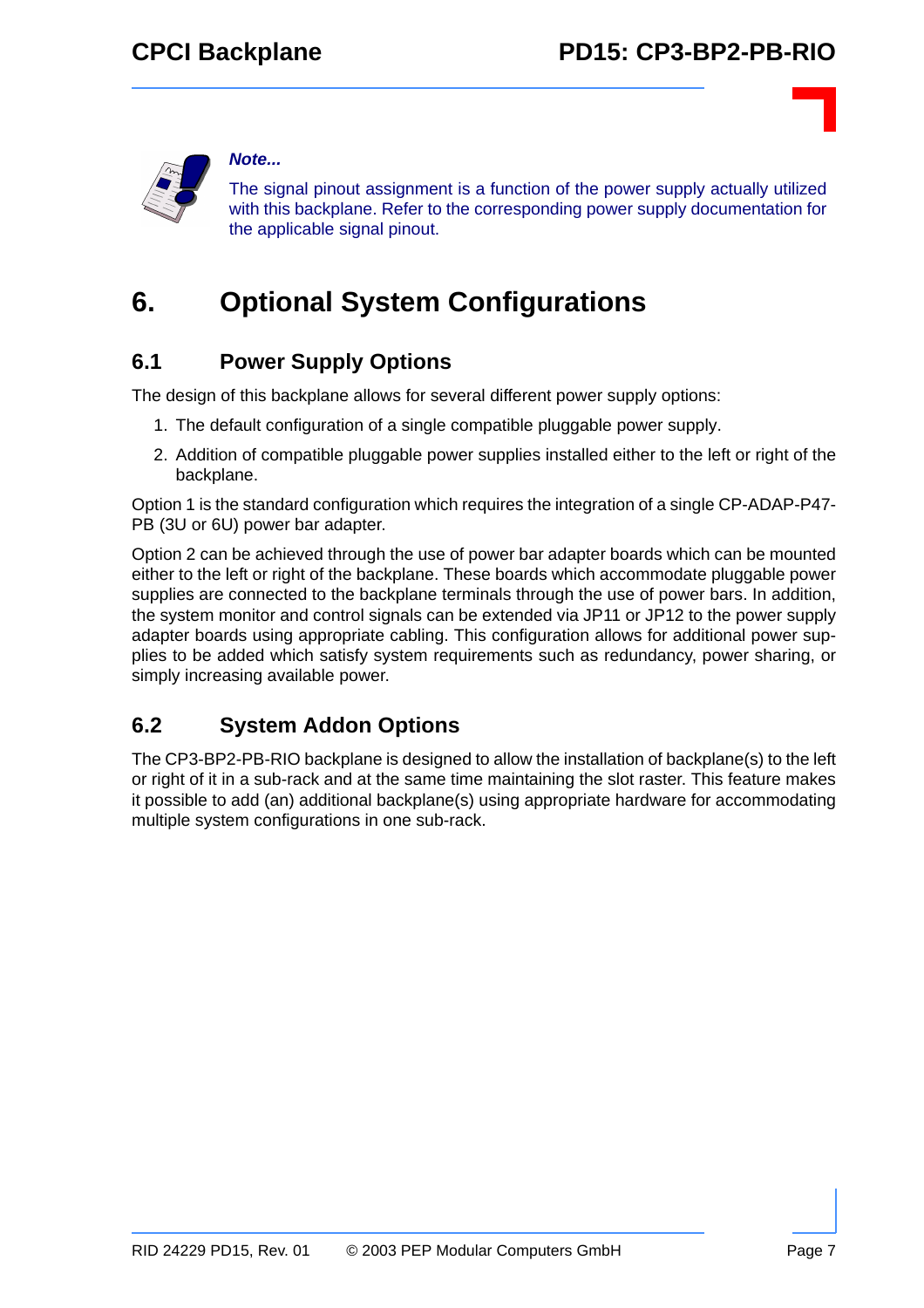***Note...***

The signal pinout assignment is a function of the power supply actually utilized with this backplane. Refer to the corresponding power supply documentation for the applicable signal pinout.

# 6. Optional System Configurations

## 6.1 Power Supply Options

The design of this backplane allows for several different power supply options:

1. The default configuration of a single compatible pluggable power supply.
2. Addition of compatible pluggable power supplies installed either to the left or right of the backplane.

Option 1 is the standard configuration which requires the integration of a single CP-ADAP-P47-PB (3U or 6U) power bar adapter.

Option 2 can be achieved through the use of power bar adapter boards which can be mounted either to the left or right of the backplane. These boards which accommodate pluggable power supplies are connected to the backplane terminals through the use of power bars. In addition, the system monitor and control signals can be extended via JP11 or JP12 to the power supply adapter boards using appropriate cabling. This configuration allows for additional power supplies to be added which satisfy system requirements such as redundancy, power sharing, or simply increasing available power.

## 6.2 System Addon Options

The CP3-BP2-PB-RIO backplane is designed to allow the installation of backplane(s) to the left or right of it in a sub-rack and at the same time maintaining the slot raster. This feature makes it possible to add (an) additional backplane(s) using appropriate hardware for accommodating multiple system configurations in one sub-rack.